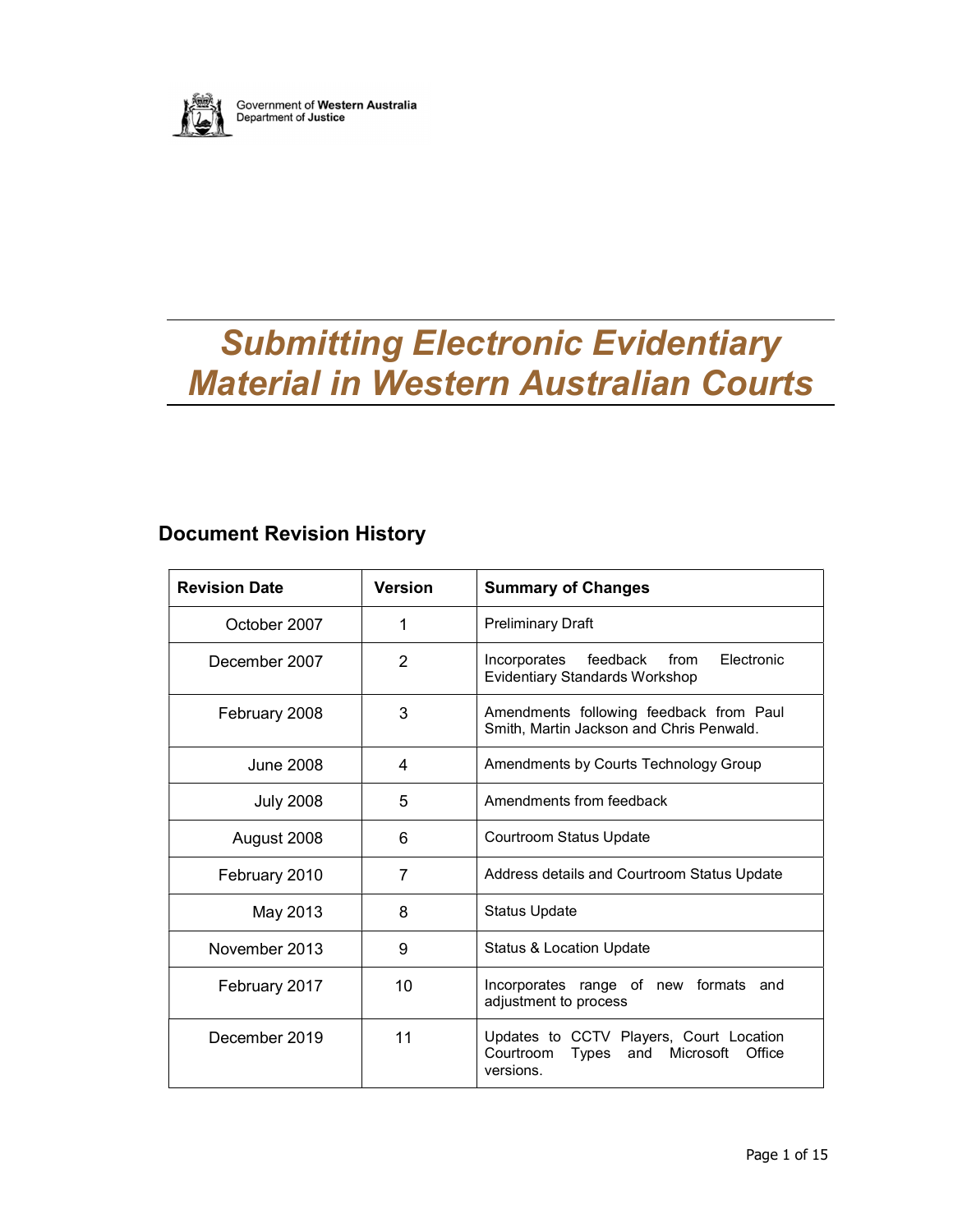Government of **Western Australia**
Department of **Justice**

# *Submitting Electronic Evidentiary Material in Western Australian Courts*

## Document Revision History

| Revision Date | Version | Summary of Changes |
|---|---|---|
| October 2007 | 1 | Preliminary Draft |
| December 2007 | 2 | Incorporates feedback from Electronic Evidentiary Standards Workshop |
| February 2008 | 3 | Amendments following feedback from Paul Smith, Martin Jackson and Chris Penwald. |
| June 2008 | 4 | Amendments by Courts Technology Group |
| July 2008 | 5 | Amendments from feedback |
| August 2008 | 6 | Courtroom Status Update |
| February 2010 | 7 | Address details and Courtroom Status Update |
| May 2013 | 8 | Status Update |
| November 2013 | 9 | Status & Location Update |
| February 2017 | 10 | Incorporates range of new formats and adjustment to process |
| December 2019 | 11 | Updates to CCTV Players, Court Location Courtroom Types and Microsoft Office versions. |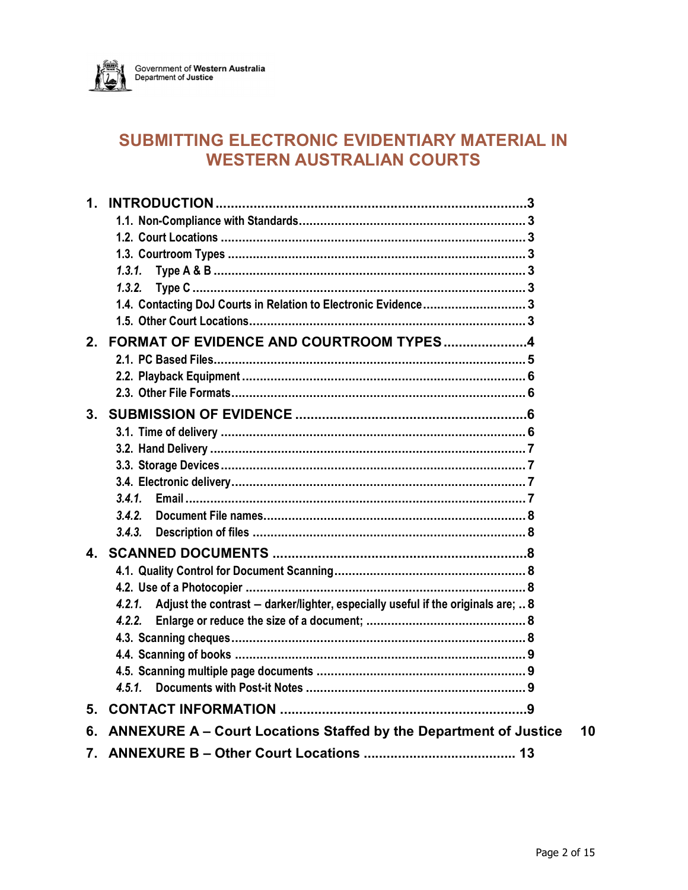Government of **Western Australia**
Department of **Justice**

# SUBMITTING ELECTRONIC EVIDENTIARY MATERIAL IN WESTERN AUSTRALIAN COURTS

**1. INTRODUCTION** .......... 3
- 1.1. Non-Compliance with Standards .......... 3
- 1.2. Court Locations .......... 3
- 1.3. Courtroom Types .......... 3
  - *1.3.1.* Type A & B .......... 3
  - *1.3.2.* Type C .......... 3
- 1.4. Contacting DoJ Courts in Relation to Electronic Evidence .......... 3
- 1.5. Other Court Locations .......... 3

**2. FORMAT OF EVIDENCE AND COURTROOM TYPES** .......... 4
- 2.1. PC Based Files .......... 5
- 2.2. Playback Equipment .......... 6
- 2.3. Other File Formats .......... 6

**3. SUBMISSION OF EVIDENCE** .......... 6
- 3.1. Time of delivery .......... 6
- 3.2. Hand Delivery .......... 7
- 3.3. Storage Devices .......... 7
- 3.4. Electronic delivery .......... 7
  - *3.4.1.* Email .......... 7
  - *3.4.2.* Document File names .......... 8
  - *3.4.3.* Description of files .......... 8

**4. SCANNED DOCUMENTS** .......... 8
- 4.1. Quality Control for Document Scanning .......... 8
- 4.2. Use of a Photocopier .......... 8
  - *4.2.1.* Adjust the contrast – darker/lighter, especially useful if the originals are; .. 8
  - *4.2.2.* Enlarge or reduce the size of a document; .......... 8
- 4.3. Scanning cheques .......... 8
- 4.4. Scanning of books .......... 9
- 4.5. Scanning multiple page documents .......... 9
  - *4.5.1.* Documents with Post-it Notes .......... 9

**5. CONTACT INFORMATION** .......... 9

**6. ANNEXURE A – Court Locations Staffed by the Department of Justice** 10

**7. ANNEXURE B – Other Court Locations** .......... 13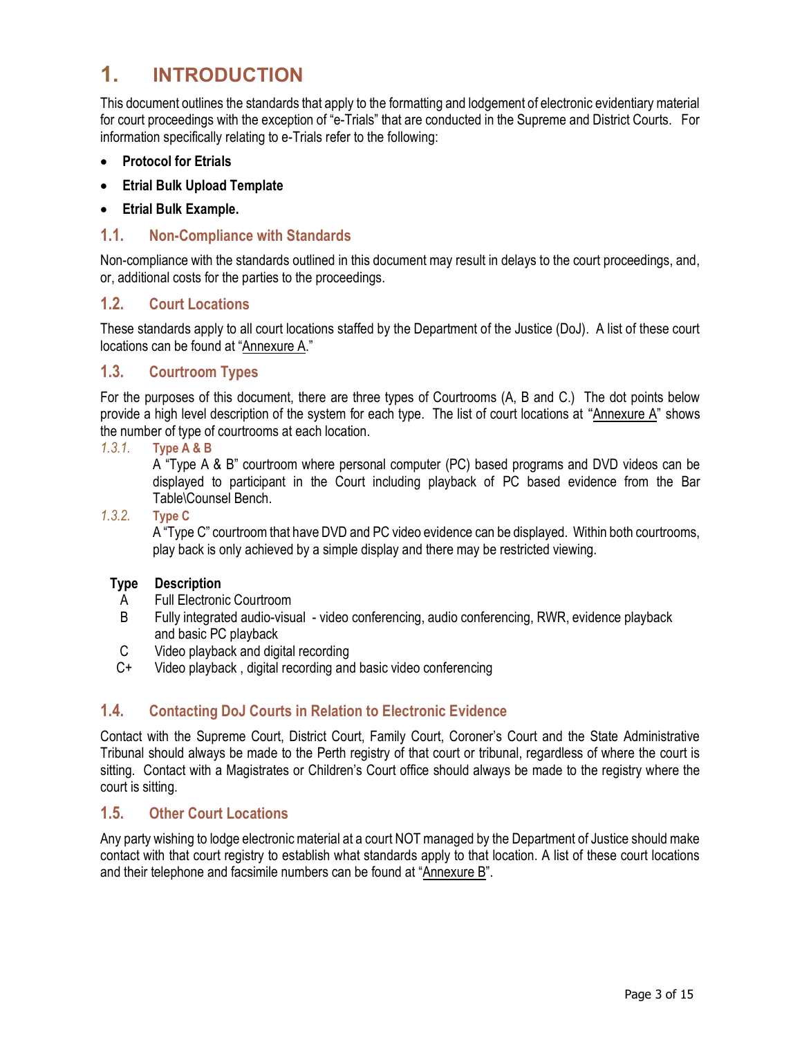# 1. INTRODUCTION

This document outlines the standards that apply to the formatting and lodgement of electronic evidentiary material for court proceedings with the exception of "e-Trials" that are conducted in the Supreme and District Courts. For information specifically relating to e-Trials refer to the following:

- **Protocol for Etrials**
- **Etrial Bulk Upload Template**
- **Etrial Bulk Example.**

## 1.1. Non-Compliance with Standards

Non-compliance with the standards outlined in this document may result in delays to the court proceedings, and, or, additional costs for the parties to the proceedings.

## 1.2. Court Locations

These standards apply to all court locations staffed by the Department of the Justice (DoJ). A list of these court locations can be found at "Annexure A."

## 1.3. Courtroom Types

For the purposes of this document, there are three types of Courtrooms (A, B and C.) The dot points below provide a high level description of the system for each type. The list of court locations at "Annexure A" shows the number of type of courtrooms at each location.

### *1.3.1.* Type A & B

A "Type A & B" courtroom where personal computer (PC) based programs and DVD videos can be displayed to participant in the Court including playback of PC based evidence from the Bar Table\Counsel Bench.

### *1.3.2.* Type C

A "Type C" courtroom that have DVD and PC video evidence can be displayed. Within both courtrooms, play back is only achieved by a simple display and there may be restricted viewing.

| Type | Description |
| --- | --- |
| A | Full Electronic Courtroom |
| B | Fully integrated audio-visual - video conferencing, audio conferencing, RWR, evidence playback and basic PC playback |
| C | Video playback and digital recording |
| C+ | Video playback , digital recording and basic video conferencing |

## 1.4. Contacting DoJ Courts in Relation to Electronic Evidence

Contact with the Supreme Court, District Court, Family Court, Coroner's Court and the State Administrative Tribunal should always be made to the Perth registry of that court or tribunal, regardless of where the court is sitting. Contact with a Magistrates or Children's Court office should always be made to the registry where the court is sitting.

## 1.5. Other Court Locations

Any party wishing to lodge electronic material at a court NOT managed by the Department of Justice should make contact with that court registry to establish what standards apply to that location. A list of these court locations and their telephone and facsimile numbers can be found at "Annexure B".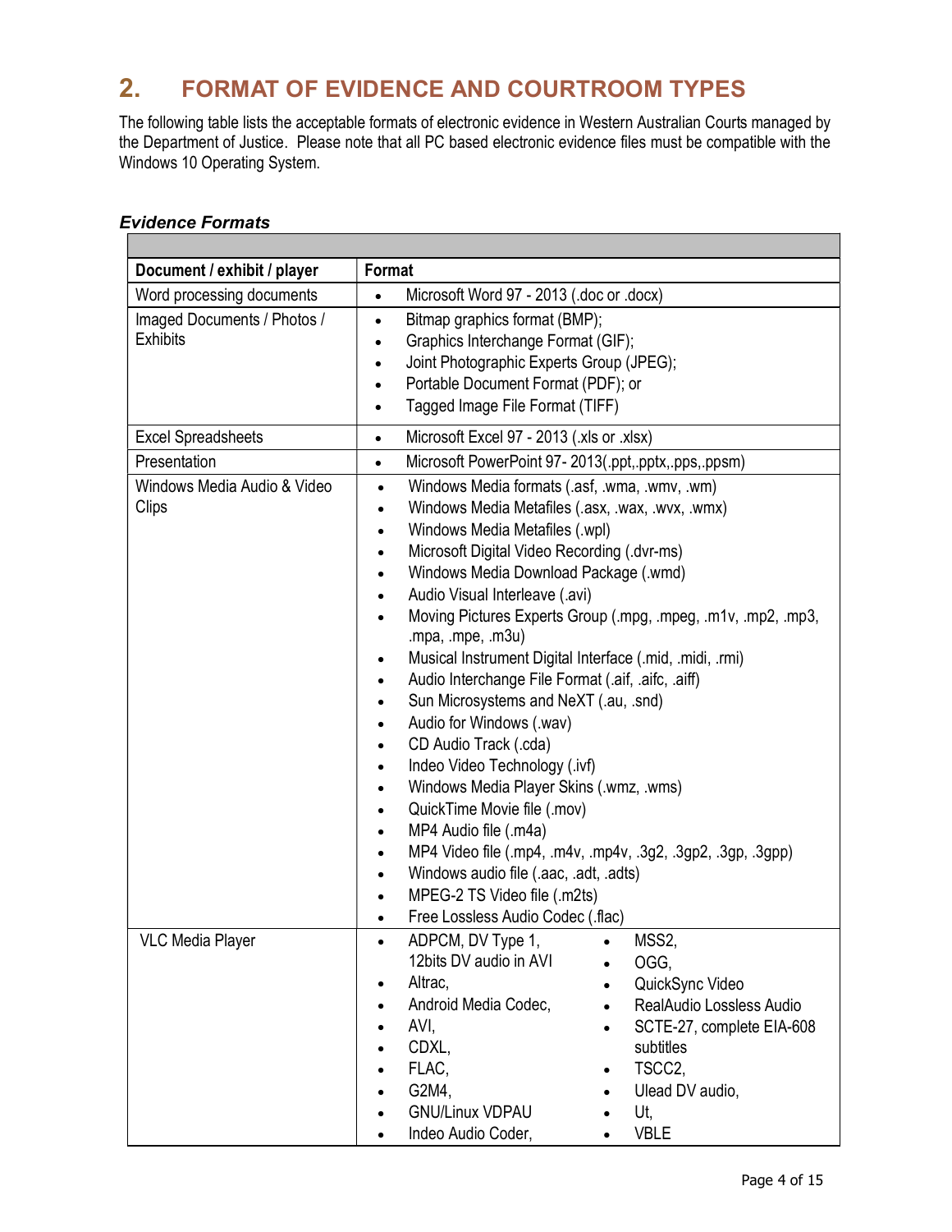## 2. FORMAT OF EVIDENCE AND COURTROOM TYPES

The following table lists the acceptable formats of electronic evidence in Western Australian Courts managed by the Department of Justice. Please note that all PC based electronic evidence files must be compatible with the Windows 10 Operating System.

### *Evidence Formats*

| Document / exhibit / player | Format |
|---|---|
| Word processing documents | • Microsoft Word 97 - 2013 (.doc or .docx) |
| Imaged Documents / Photos / Exhibits | • Bitmap graphics format (BMP);<br>• Graphics Interchange Format (GIF);<br>• Joint Photographic Experts Group (JPEG);<br>• Portable Document Format (PDF); or<br>• Tagged Image File Format (TIFF) |
| Excel Spreadsheets | • Microsoft Excel 97 - 2013 (.xls or .xlsx) |
| Presentation | • Microsoft PowerPoint 97- 2013(.ppt,.pptx,.pps,.ppsm) |
| Windows Media Audio & Video Clips | • Windows Media formats (.asf, .wma, .wmv, .wm)<br>• Windows Media Metafiles (.asx, .wax, .wvx, .wmx)<br>• Windows Media Metafiles (.wpl)<br>• Microsoft Digital Video Recording (.dvr-ms)<br>• Windows Media Download Package (.wmd)<br>• Audio Visual Interleave (.avi)<br>• Moving Pictures Experts Group (.mpg, .mpeg, .m1v, .mp2, .mp3, .mpa, .mpe, .m3u)<br>• Musical Instrument Digital Interface (.mid, .midi, .rmi)<br>• Audio Interchange File Format (.aif, .aifc, .aiff)<br>• Sun Microsystems and NeXT (.au, .snd)<br>• Audio for Windows (.wav)<br>• CD Audio Track (.cda)<br>• Indeo Video Technology (.ivf)<br>• Windows Media Player Skins (.wmz, .wms)<br>• QuickTime Movie file (.mov)<br>• MP4 Audio file (.m4a)<br>• MP4 Video file (.mp4, .m4v, .mp4v, .3g2, .3gp2, .3gp, .3gpp)<br>• Windows audio file (.aac, .adt, .adts)<br>• MPEG-2 TS Video file (.m2ts)<br>• Free Lossless Audio Codec (.flac) |
| VLC Media Player | • ADPCM, DV Type 1, 12bits DV audio in AVI<br>• Altrac,<br>• Android Media Codec,<br>• AVI,<br>• CDXL,<br>• FLAC,<br>• G2M4,<br>• GNU/Linux VDPAU<br>• Indeo Audio Coder,<br>• MSS2,<br>• OGG,<br>• QuickSync Video<br>• RealAudio Lossless Audio<br>• SCTE-27, complete EIA-608 subtitles<br>• TSCC2,<br>• Ulead DV audio,<br>• Ut,<br>• VBLE |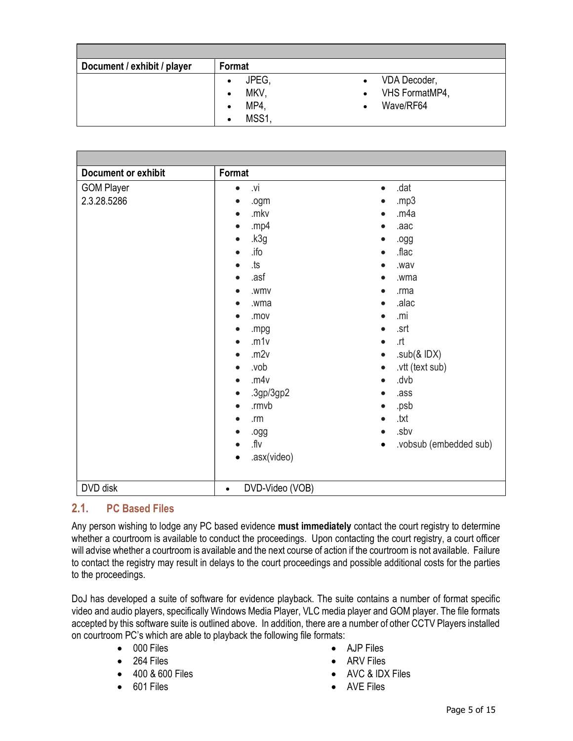| Document / exhibit / player | Format |
| --- | --- |
| | JPEG, MKV, MP4, MSS1, VDA Decoder, VHS FormatMP4, Wave/RF64 |

| Document or exhibit | Format |
| --- | --- |
| GOM Player 2.3.28.5286 | .vi, .ogm, .mkv, .mp4, .k3g, .ifo, .ts, .asf, .wmv, .wma, .mov, .mpg, .m1v, .m2v, .vob, .m4v, .3gp/3gp2, .rmvb, .rm, .ogg, .flv, .asx(video), .dat, .mp3, .m4a, .aac, .ogg, .flac, .wav, .wma, .rma, .alac, .mi, .srt, .rt, .sub(& IDX), .vtt (text sub), .dvb, .ass, .psb, .txt, .sbv, .vobsub (embedded sub) |
| DVD disk | DVD-Video (VOB) |

## 2.1. PC Based Files

Any person wishing to lodge any PC based evidence **must immediately** contact the court registry to determine whether a courtroom is available to conduct the proceedings. Upon contacting the court registry, a court officer will advise whether a courtroom is available and the next course of action if the courtroom is not available. Failure to contact the registry may result in delays to the court proceedings and possible additional costs for the parties to the proceedings.

DoJ has developed a suite of software for evidence playback. The suite contains a number of format specific video and audio players, specifically Windows Media Player, VLC media player and GOM player. The file formats accepted by this software suite is outlined above. In addition, there are a number of other CCTV Players installed on courtroom PC's which are able to playback the following file formats:

- 000 Files
- 264 Files
- 400 & 600 Files
- 601 Files
- AJP Files
- ARV Files
- AVC & IDX Files
- AVE Files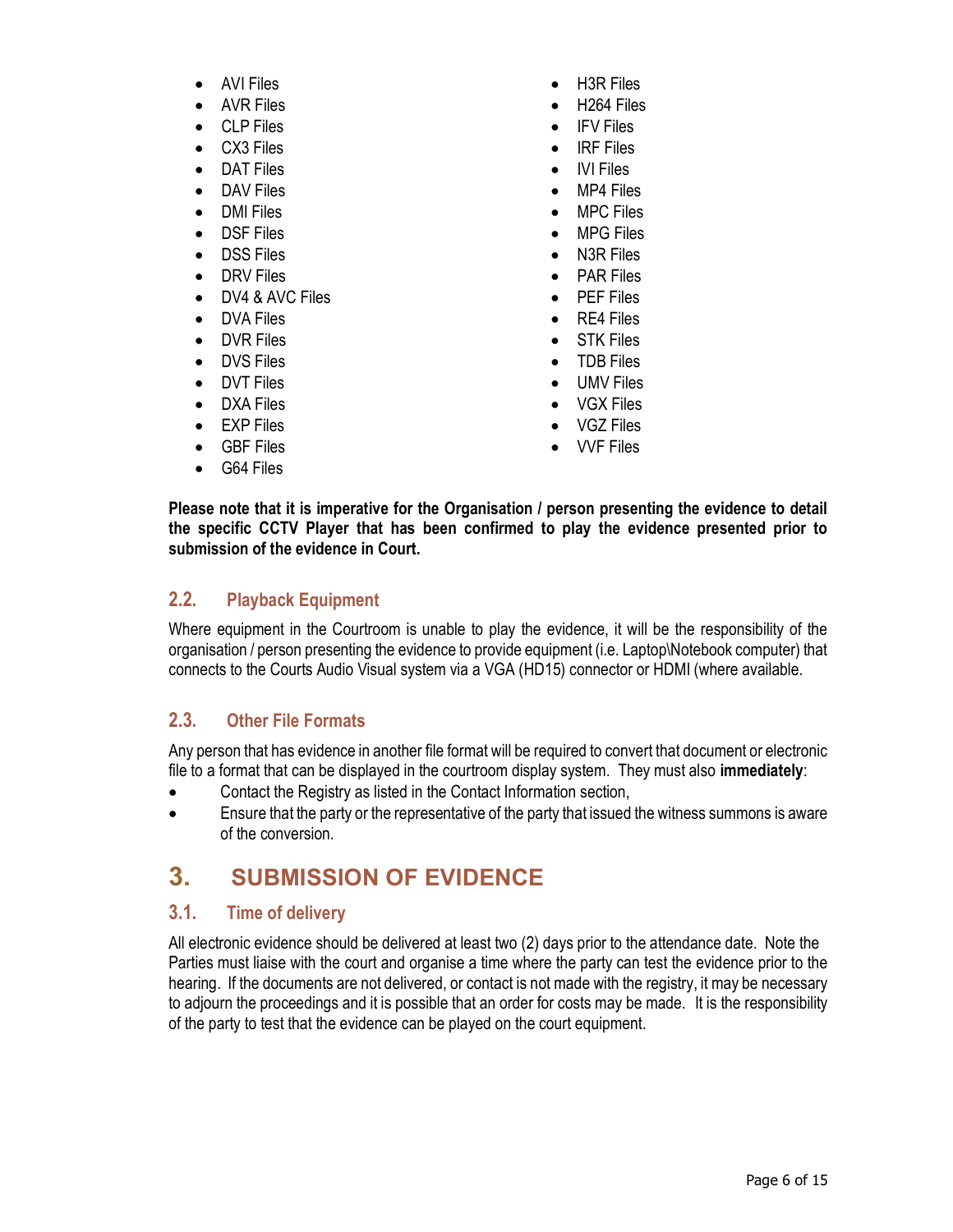- AVI Files
- AVR Files
- CLP Files
- CX3 Files
- DAT Files
- DAV Files
- DMI Files
- DSF Files
- DSS Files
- DRV Files
- DV4 & AVC Files
- DVA Files
- DVR Files
- DVS Files
- DVT Files
- DXA Files
- EXP Files
- GBF Files
- G64 Files
- H3R Files
- H264 Files
- IFV Files
- IRF Files
- IVI Files
- MP4 Files
- MPC Files
- MPG Files
- N3R Files
- PAR Files
- PEF Files
- RE4 Files
- STK Files
- TDB Files
- UMV Files
- VGX Files
- VGZ Files
- VVF Files

**Please note that it is imperative for the Organisation / person presenting the evidence to detail the specific CCTV Player that has been confirmed to play the evidence presented prior to submission of the evidence in Court.**

### 2.2. Playback Equipment

Where equipment in the Courtroom is unable to play the evidence, it will be the responsibility of the organisation / person presenting the evidence to provide equipment (i.e. Laptop\Notebook computer) that connects to the Courts Audio Visual system via a VGA (HD15) connector or HDMI (where available.

### 2.3. Other File Formats

Any person that has evidence in another file format will be required to convert that document or electronic file to a format that can be displayed in the courtroom display system. They must also **immediately**:

- Contact the Registry as listed in the Contact Information section,
- Ensure that the party or the representative of the party that issued the witness summons is aware of the conversion.

## 3. SUBMISSION OF EVIDENCE

### 3.1. Time of delivery

All electronic evidence should be delivered at least two (2) days prior to the attendance date. Note the Parties must liaise with the court and organise a time where the party can test the evidence prior to the hearing. If the documents are not delivered, or contact is not made with the registry, it may be necessary to adjourn the proceedings and it is possible that an order for costs may be made. It is the responsibility of the party to test that the evidence can be played on the court equipment.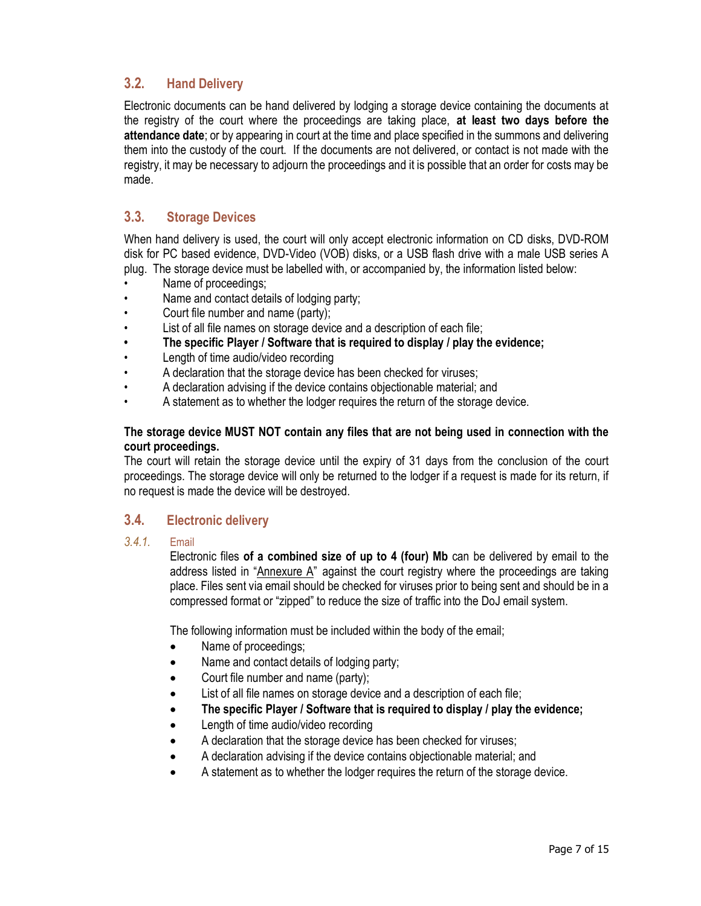## 3.2. Hand Delivery

Electronic documents can be hand delivered by lodging a storage device containing the documents at the registry of the court where the proceedings are taking place, **at least two days before the attendance date**; or by appearing in court at the time and place specified in the summons and delivering them into the custody of the court. If the documents are not delivered, or contact is not made with the registry, it may be necessary to adjourn the proceedings and it is possible that an order for costs may be made.

## 3.3. Storage Devices

When hand delivery is used, the court will only accept electronic information on CD disks, DVD-ROM disk for PC based evidence, DVD-Video (VOB) disks, or a USB flash drive with a male USB series A plug. The storage device must be labelled with, or accompanied by, the information listed below:

- Name of proceedings;
- Name and contact details of lodging party;
- Court file number and name (party);
- List of all file names on storage device and a description of each file;
- **The specific Player / Software that is required to display / play the evidence;**
- Length of time audio/video recording
- A declaration that the storage device has been checked for viruses;
- A declaration advising if the device contains objectionable material; and
- A statement as to whether the lodger requires the return of the storage device.

**The storage device MUST NOT contain any files that are not being used in connection with the court proceedings.**
The court will retain the storage device until the expiry of 31 days from the conclusion of the court proceedings. The storage device will only be returned to the lodger if a request is made for its return, if no request is made the device will be destroyed.

## 3.4. Electronic delivery

### *3.4.1.* Email

Electronic files **of a combined size of up to 4 (four) Mb** can be delivered by email to the address listed in "Annexure A" against the court registry where the proceedings are taking place. Files sent via email should be checked for viruses prior to being sent and should be in a compressed format or "zipped" to reduce the size of traffic into the DoJ email system.

The following information must be included within the body of the email;

- Name of proceedings;
- Name and contact details of lodging party;
- Court file number and name (party);
- List of all file names on storage device and a description of each file;
- **The specific Player / Software that is required to display / play the evidence;**
- Length of time audio/video recording
- A declaration that the storage device has been checked for viruses;
- A declaration advising if the device contains objectionable material; and
- A statement as to whether the lodger requires the return of the storage device.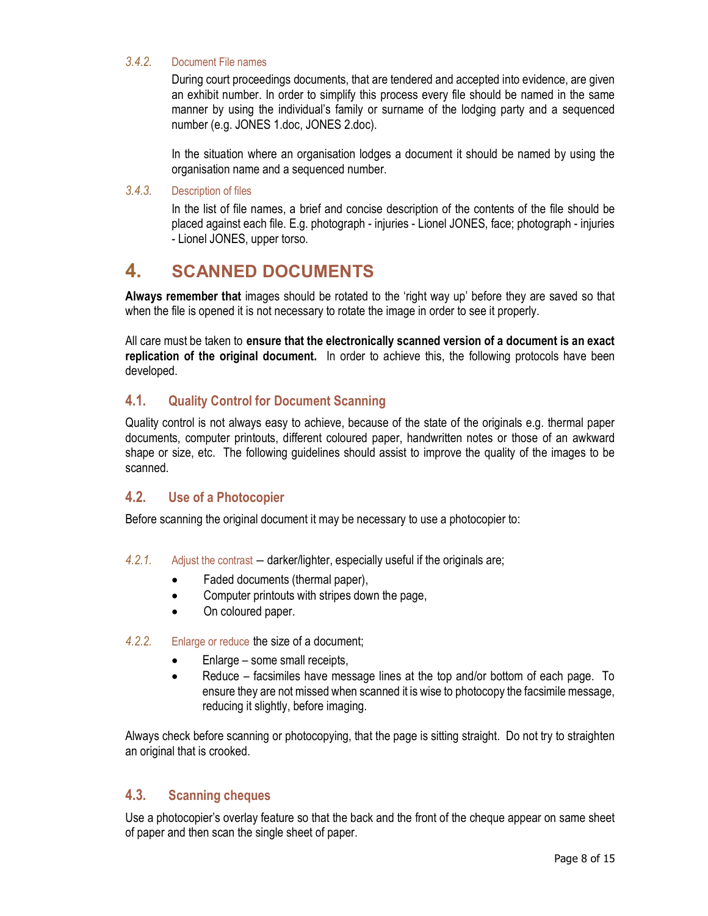#### *3.4.2.* Document File names

During court proceedings documents, that are tendered and accepted into evidence, are given an exhibit number. In order to simplify this process every file should be named in the same manner by using the individual's family or surname of the lodging party and a sequenced number (e.g. JONES 1.doc, JONES 2.doc).

In the situation where an organisation lodges a document it should be named by using the organisation name and a sequenced number.

#### *3.4.3.* Description of files

In the list of file names, a brief and concise description of the contents of the file should be placed against each file. E.g. photograph - injuries - Lionel JONES, face; photograph - injuries - Lionel JONES, upper torso.

# 4. SCANNED DOCUMENTS

**Always remember that** images should be rotated to the 'right way up' before they are saved so that when the file is opened it is not necessary to rotate the image in order to see it properly.

All care must be taken to **ensure that the electronically scanned version of a document is an exact replication of the original document.** In order to achieve this, the following protocols have been developed.

## 4.1. Quality Control for Document Scanning

Quality control is not always easy to achieve, because of the state of the originals e.g. thermal paper documents, computer printouts, different coloured paper, handwritten notes or those of an awkward shape or size, etc. The following guidelines should assist to improve the quality of the images to be scanned.

## 4.2. Use of a Photocopier

Before scanning the original document it may be necessary to use a photocopier to:

*4.2.1.* Adjust the contrast – darker/lighter, especially useful if the originals are;

- Faded documents (thermal paper),
- Computer printouts with stripes down the page,
- On coloured paper.

*4.2.2.* Enlarge or reduce the size of a document;

- Enlarge – some small receipts,
- Reduce – facsimiles have message lines at the top and/or bottom of each page. To ensure they are not missed when scanned it is wise to photocopy the facsimile message, reducing it slightly, before imaging.

Always check before scanning or photocopying, that the page is sitting straight. Do not try to straighten an original that is crooked.

## 4.3. Scanning cheques

Use a photocopier's overlay feature so that the back and the front of the cheque appear on same sheet of paper and then scan the single sheet of paper.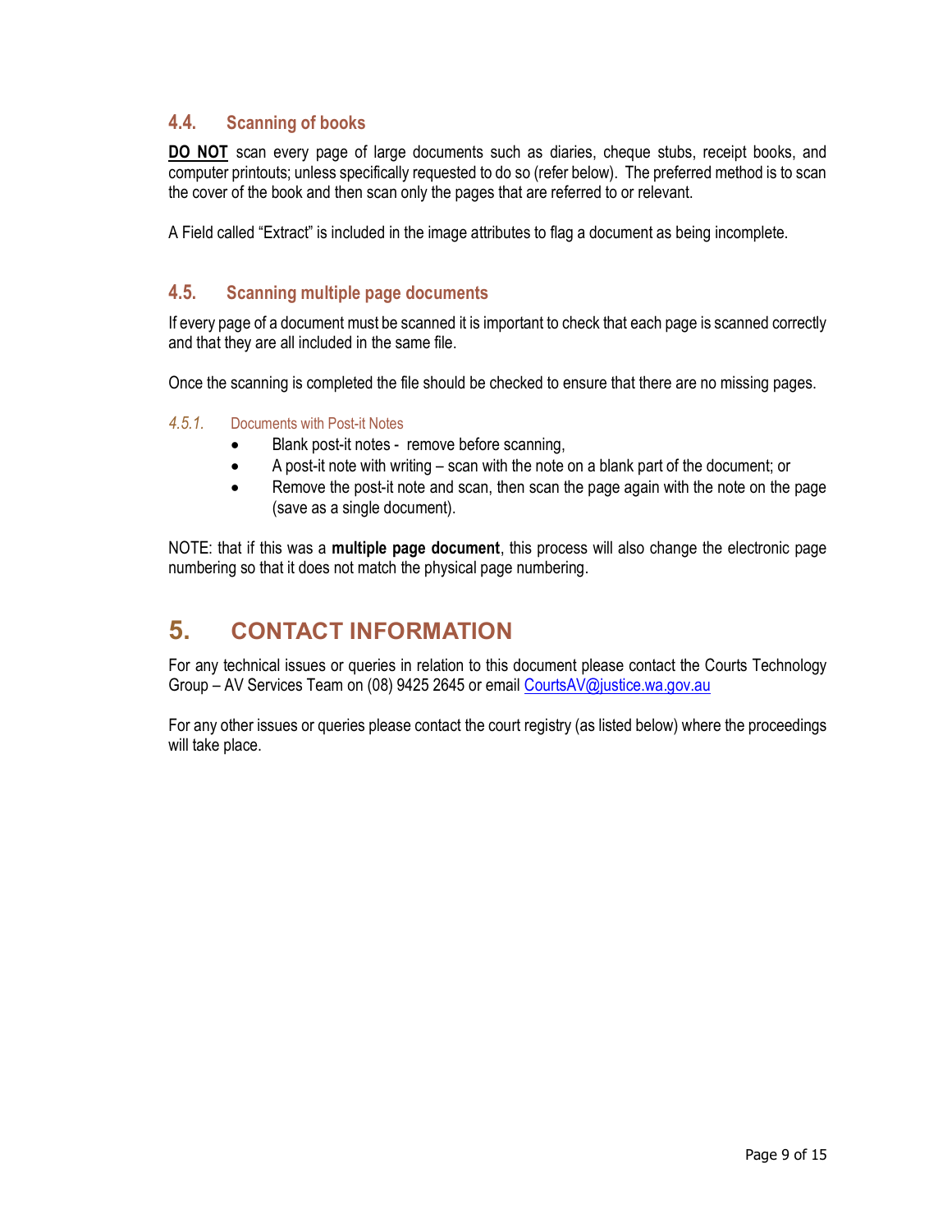### 4.4. Scanning of books

**DO NOT** scan every page of large documents such as diaries, cheque stubs, receipt books, and computer printouts; unless specifically requested to do so (refer below). The preferred method is to scan the cover of the book and then scan only the pages that are referred to or relevant.

A Field called "Extract" is included in the image attributes to flag a document as being incomplete.

### 4.5. Scanning multiple page documents

If every page of a document must be scanned it is important to check that each page is scanned correctly and that they are all included in the same file.

Once the scanning is completed the file should be checked to ensure that there are no missing pages.

#### *4.5.1.* Documents with Post-it Notes

- Blank post-it notes - remove before scanning,
- A post-it note with writing – scan with the note on a blank part of the document; or
- Remove the post-it note and scan, then scan the page again with the note on the page (save as a single document).

NOTE: that if this was a **multiple page document**, this process will also change the electronic page numbering so that it does not match the physical page numbering.

## 5. CONTACT INFORMATION

For any technical issues or queries in relation to this document please contact the Courts Technology Group – AV Services Team on (08) 9425 2645 or email CourtsAV@justice.wa.gov.au

For any other issues or queries please contact the court registry (as listed below) where the proceedings will take place.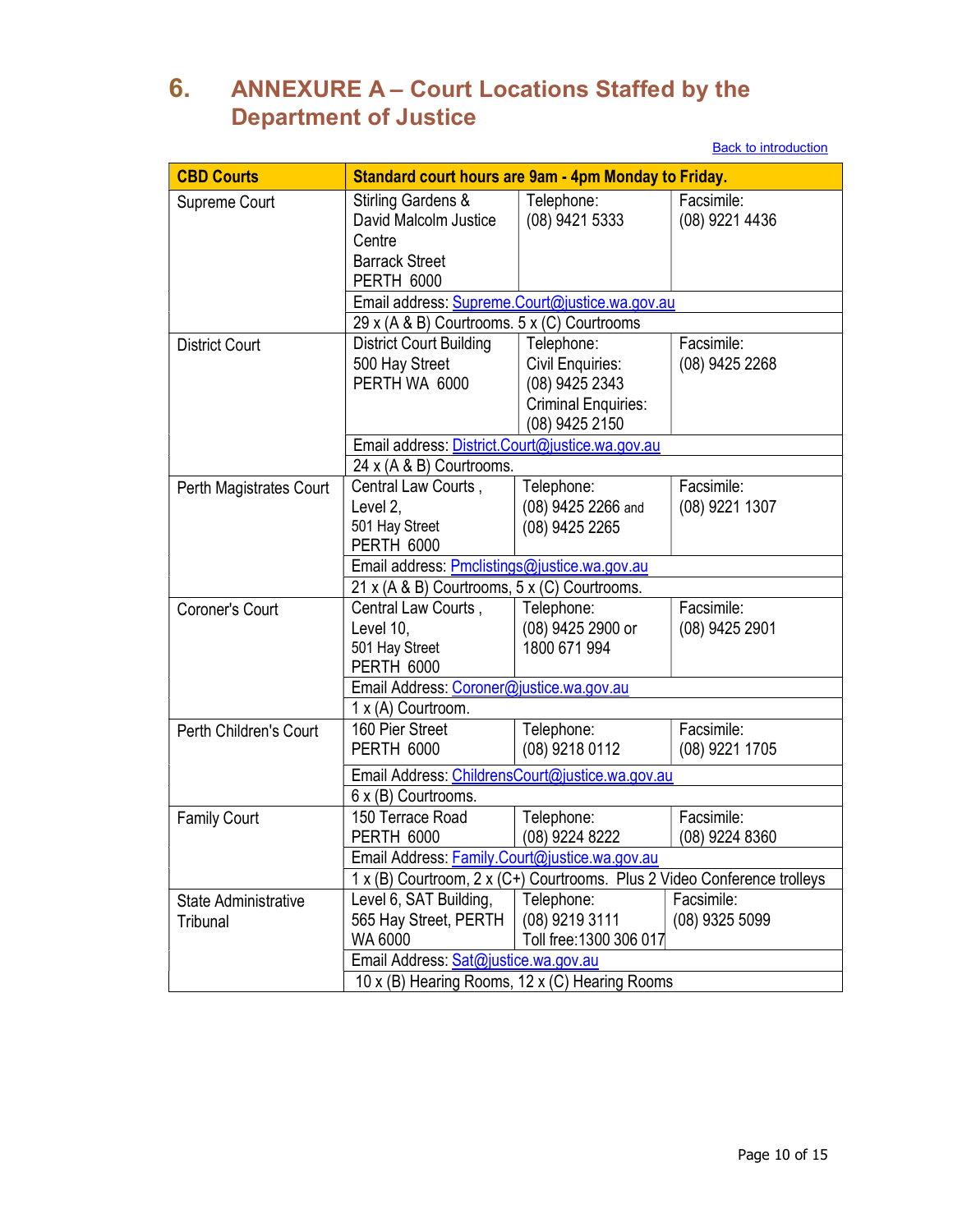# 6. ANNEXURE A – Court Locations Staffed by the Department of Justice

Back to introduction

| CBD Courts | Standard court hours are 9am - 4pm Monday to Friday. | | |
|---|---|---|---|
| Supreme Court | Stirling Gardens & David Malcolm Justice Centre Barrack Street PERTH 6000 | Telephone: (08) 9421 5333 | Facsimile: (08) 9221 4436 |
| | Email address: Supreme.Court@justice.wa.gov.au | | |
| | 29 x (A & B) Courtrooms. 5 x (C) Courtrooms | | |
| District Court | District Court Building 500 Hay Street PERTH WA 6000 | Telephone: Civil Enquiries: (08) 9425 2343 Criminal Enquiries: (08) 9425 2150 | Facsimile: (08) 9425 2268 |
| | Email address: District.Court@justice.wa.gov.au | | |
| | 24 x (A & B) Courtrooms. | | |
| Perth Magistrates Court | Central Law Courts , Level 2, 501 Hay Street PERTH 6000 | Telephone: (08) 9425 2266 and (08) 9425 2265 | Facsimile: (08) 9221 1307 |
| | Email address: Pmclistings@justice.wa.gov.au | | |
| | 21 x (A & B) Courtrooms, 5 x (C) Courtrooms. | | |
| Coroner's Court | Central Law Courts , Level 10, 501 Hay Street PERTH 6000 | Telephone: (08) 9425 2900 or 1800 671 994 | Facsimile: (08) 9425 2901 |
| | Email Address: Coroner@justice.wa.gov.au | | |
| | 1 x (A) Courtroom. | | |
| Perth Children's Court | 160 Pier Street PERTH 6000 | Telephone: (08) 9218 0112 | Facsimile: (08) 9221 1705 |
| | Email Address: ChildrensCourt@justice.wa.gov.au | | |
| | 6 x (B) Courtrooms. | | |
| Family Court | 150 Terrace Road PERTH 6000 | Telephone: (08) 9224 8222 | Facsimile: (08) 9224 8360 |
| | Email Address: Family.Court@justice.wa.gov.au | | |
| | 1 x (B) Courtroom, 2 x (C+) Courtrooms. Plus 2 Video Conference trolleys | | |
| State Administrative Tribunal | Level 6, SAT Building, 565 Hay Street, PERTH WA 6000 | Telephone: (08) 9219 3111 Toll free:1300 306 017 | Facsimile: (08) 9325 5099 |
| | Email Address: Sat@justice.wa.gov.au | | |
| | 10 x (B) Hearing Rooms, 12 x (C) Hearing Rooms | | |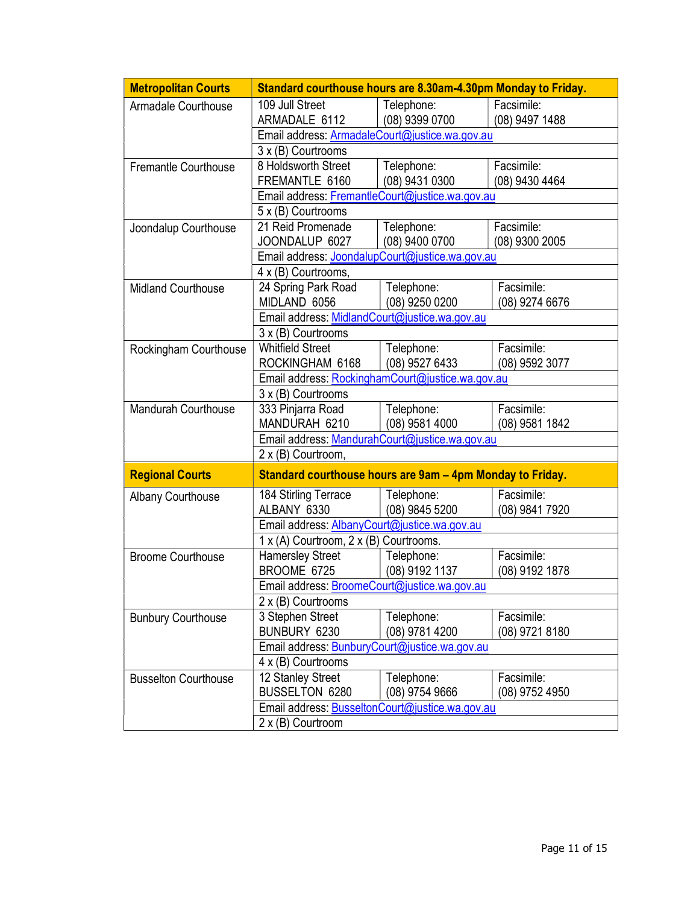| Metropolitan Courts | Standard courthouse hours are 8.30am-4.30pm Monday to Friday. | | |
|---|---|---|---|
| Armadale Courthouse | 109 Jull Street ARMADALE 6112 | Telephone: (08) 9399 0700 | Facsimile: (08) 9497 1488 |
| | Email address: ArmadaleCourt@justice.wa.gov.au | | |
| | 3 x (B) Courtrooms | | |
| Fremantle Courthouse | 8 Holdsworth Street FREMANTLE 6160 | Telephone: (08) 9431 0300 | Facsimile: (08) 9430 4464 |
| | Email address: FremantleCourt@justice.wa.gov.au | | |
| | 5 x (B) Courtrooms | | |
| Joondalup Courthouse | 21 Reid Promenade JOONDALUP 6027 | Telephone: (08) 9400 0700 | Facsimile: (08) 9300 2005 |
| | Email address: JoondalupCourt@justice.wa.gov.au | | |
| | 4 x (B) Courtrooms, | | |
| Midland Courthouse | 24 Spring Park Road MIDLAND 6056 | Telephone: (08) 9250 0200 | Facsimile: (08) 9274 6676 |
| | Email address: MidlandCourt@justice.wa.gov.au | | |
| | 3 x (B) Courtrooms | | |
| Rockingham Courthouse | Whitfield Street ROCKINGHAM 6168 | Telephone: (08) 9527 6433 | Facsimile: (08) 9592 3077 |
| | Email address: RockinghamCourt@justice.wa.gov.au | | |
| | 3 x (B) Courtrooms | | |
| Mandurah Courthouse | 333 Pinjarra Road MANDURAH 6210 | Telephone: (08) 9581 4000 | Facsimile: (08) 9581 1842 |
| | Email address: MandurahCourt@justice.wa.gov.au | | |
| | 2 x (B) Courtroom, | | |
| **Regional Courts** | **Standard courthouse hours are 9am – 4pm Monday to Friday.** | | |
| Albany Courthouse | 184 Stirling Terrace ALBANY 6330 | Telephone: (08) 9845 5200 | Facsimile: (08) 9841 7920 |
| | Email address: AlbanyCourt@justice.wa.gov.au | | |
| | 1 x (A) Courtroom, 2 x (B) Courtrooms. | | |
| Broome Courthouse | Hamersley Street BROOME 6725 | Telephone: (08) 9192 1137 | Facsimile: (08) 9192 1878 |
| | Email address: BroomeCourt@justice.wa.gov.au | | |
| | 2 x (B) Courtrooms | | |
| Bunbury Courthouse | 3 Stephen Street BUNBURY 6230 | Telephone: (08) 9781 4200 | Facsimile: (08) 9721 8180 |
| | Email address: BunburyCourt@justice.wa.gov.au | | |
| | 4 x (B) Courtrooms | | |
| Busselton Courthouse | 12 Stanley Street BUSSELTON 6280 | Telephone: (08) 9754 9666 | Facsimile: (08) 9752 4950 |
| | Email address: BusseltonCourt@justice.wa.gov.au | | |
| | 2 x (B) Courtroom | | |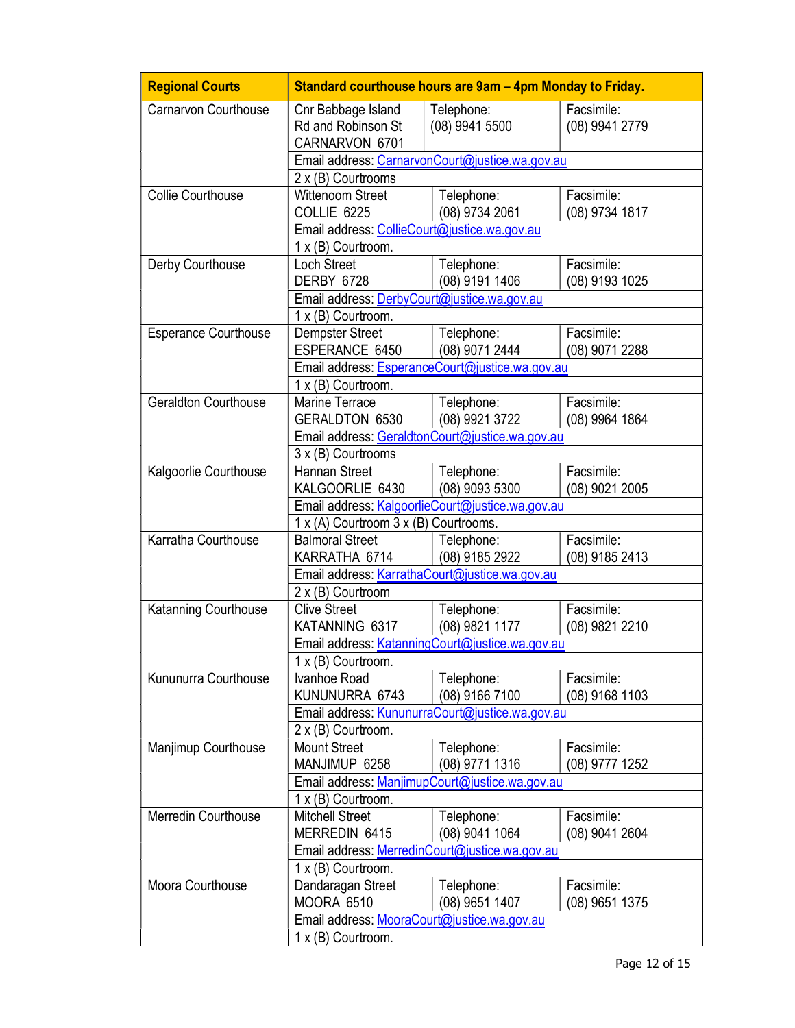| Regional Courts | Standard courthouse hours are 9am – 4pm Monday to Friday. | | |
|---|---|---|---|
| Carnarvon Courthouse | Cnr Babbage Island Rd and Robinson St CARNARVON 6701 | Telephone: (08) 9941 5500 | Facsimile: (08) 9941 2779 |
| | Email address: CarnarvonCourt@justice.wa.gov.au | | |
| | 2 x (B) Courtrooms | | |
| Collie Courthouse | Wittenoom Street COLLIE 6225 | Telephone: (08) 9734 2061 | Facsimile: (08) 9734 1817 |
| | Email address: CollieCourt@justice.wa.gov.au | | |
| | 1 x (B) Courtroom. | | |
| Derby Courthouse | Loch Street DERBY 6728 | Telephone: (08) 9191 1406 | Facsimile: (08) 9193 1025 |
| | Email address: DerbyCourt@justice.wa.gov.au | | |
| | 1 x (B) Courtroom. | | |
| Esperance Courthouse | Dempster Street ESPERANCE 6450 | Telephone: (08) 9071 2444 | Facsimile: (08) 9071 2288 |
| | Email address: EsperanceCourt@justice.wa.gov.au | | |
| | 1 x (B) Courtroom. | | |
| Geraldton Courthouse | Marine Terrace GERALDTON 6530 | Telephone: (08) 9921 3722 | Facsimile: (08) 9964 1864 |
| | Email address: GeraldtonCourt@justice.wa.gov.au | | |
| | 3 x (B) Courtrooms | | |
| Kalgoorlie Courthouse | Hannan Street KALGOORLIE 6430 | Telephone: (08) 9093 5300 | Facsimile: (08) 9021 2005 |
| | Email address: KalgoorlieCourt@justice.wa.gov.au | | |
| | 1 x (A) Courtroom 3 x (B) Courtrooms. | | |
| Karratha Courthouse | Balmoral Street KARRATHA 6714 | Telephone: (08) 9185 2922 | Facsimile: (08) 9185 2413 |
| | Email address: KarrathaCourt@justice.wa.gov.au | | |
| | 2 x (B) Courtroom | | |
| Katanning Courthouse | Clive Street KATANNING 6317 | Telephone: (08) 9821 1177 | Facsimile: (08) 9821 2210 |
| | Email address: KatanningCourt@justice.wa.gov.au | | |
| | 1 x (B) Courtroom. | | |
| Kununurra Courthouse | Ivanhoe Road KUNUNURRA 6743 | Telephone: (08) 9166 7100 | Facsimile: (08) 9168 1103 |
| | Email address: KununurraCourt@justice.wa.gov.au | | |
| | 2 x (B) Courtroom. | | |
| Manjimup Courthouse | Mount Street MANJIMUP 6258 | Telephone: (08) 9771 1316 | Facsimile: (08) 9777 1252 |
| | Email address: ManjimupCourt@justice.wa.gov.au | | |
| | 1 x (B) Courtroom. | | |
| Merredin Courthouse | Mitchell Street MERREDIN 6415 | Telephone: (08) 9041 1064 | Facsimile: (08) 9041 2604 |
| | Email address: MerredinCourt@justice.wa.gov.au | | |
| | 1 x (B) Courtroom. | | |
| Moora Courthouse | Dandaragan Street MOORA 6510 | Telephone: (08) 9651 1407 | Facsimile: (08) 9651 1375 |
| | Email address: MooraCourt@justice.wa.gov.au | | |
| | 1 x (B) Courtroom. | | |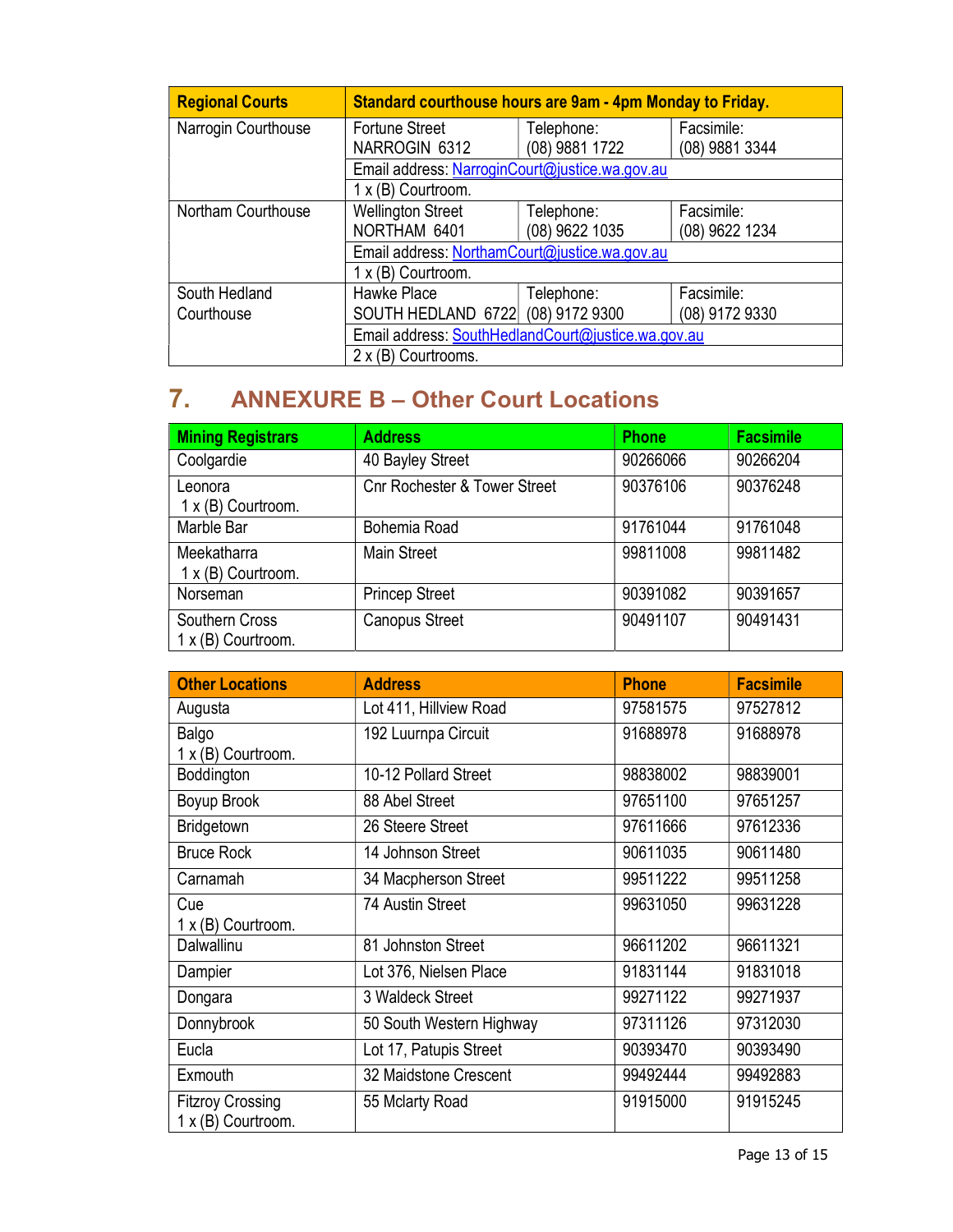| Regional Courts | Standard courthouse hours are 9am - 4pm Monday to Friday. | | |
|---|---|---|---|
| Narrogin Courthouse | Fortune Street<br>NARROGIN 6312 | Telephone:<br>(08) 9881 1722 | Facsimile:<br>(08) 9881 3344 |
| | Email address: NarroginCourt@justice.wa.gov.au | | |
| | 1 x (B) Courtroom. | | |
| Northam Courthouse | Wellington Street<br>NORTHAM 6401 | Telephone:<br>(08) 9622 1035 | Facsimile:<br>(08) 9622 1234 |
| | Email address: NorthamCourt@justice.wa.gov.au | | |
| | 1 x (B) Courtroom. | | |
| South Hedland Courthouse | Hawke Place<br>SOUTH HEDLAND 6722 | Telephone:<br>(08) 9172 9300 | Facsimile:<br>(08) 9172 9330 |
| | Email address: SouthHedlandCourt@justice.wa.gov.au | | |
| | 2 x (B) Courtrooms. | | |

## 7. ANNEXURE B – Other Court Locations

| Mining Registrars | Address | Phone | Facsimile |
|---|---|---|---|
| Coolgardie | 40 Bayley Street | 90266066 | 90266204 |
| Leonora<br>1 x (B) Courtroom. | Cnr Rochester & Tower Street | 90376106 | 90376248 |
| Marble Bar | Bohemia Road | 91761044 | 91761048 |
| Meekatharra<br>1 x (B) Courtroom. | Main Street | 99811008 | 99811482 |
| Norseman | Princep Street | 90391082 | 90391657 |
| Southern Cross<br>1 x (B) Courtroom. | Canopus Street | 90491107 | 90491431 |

| Other Locations | Address | Phone | Facsimile |
|---|---|---|---|
| Augusta | Lot 411, Hillview Road | 97581575 | 97527812 |
| Balgo<br>1 x (B) Courtroom. | 192 Luurnpa Circuit | 91688978 | 91688978 |
| Boddington | 10-12 Pollard Street | 98838002 | 98839001 |
| Boyup Brook | 88 Abel Street | 97651100 | 97651257 |
| Bridgetown | 26 Steere Street | 97611666 | 97612336 |
| Bruce Rock | 14 Johnson Street | 90611035 | 90611480 |
| Carnamah | 34 Macpherson Street | 99511222 | 99511258 |
| Cue<br>1 x (B) Courtroom. | 74 Austin Street | 99631050 | 99631228 |
| Dalwallinu | 81 Johnston Street | 96611202 | 96611321 |
| Dampier | Lot 376, Nielsen Place | 91831144 | 91831018 |
| Dongara | 3 Waldeck Street | 99271122 | 99271937 |
| Donnybrook | 50 South Western Highway | 97311126 | 97312030 |
| Eucla | Lot 17, Patupis Street | 90393470 | 90393490 |
| Exmouth | 32 Maidstone Crescent | 99492444 | 99492883 |
| Fitzroy Crossing<br>1 x (B) Courtroom. | 55 Mclarty Road | 91915000 | 91915245 |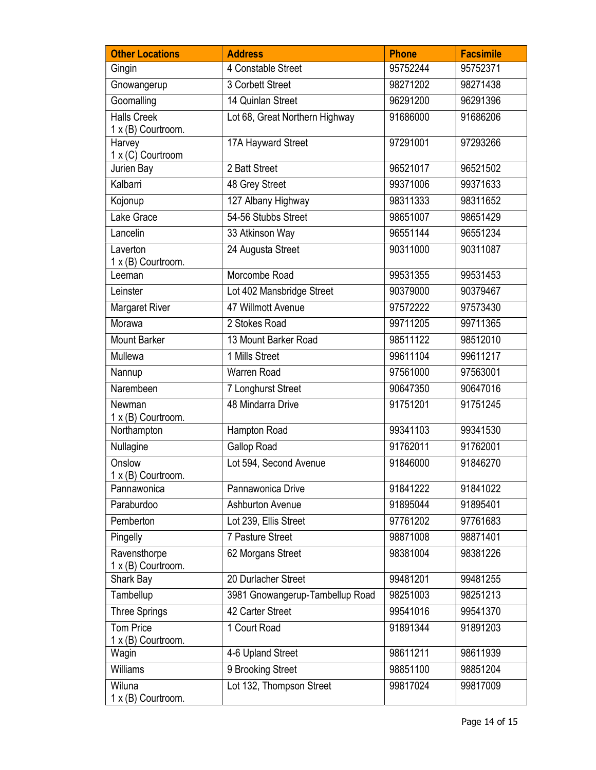| Other Locations | Address | Phone | Facsimile |
|---|---|---|---|
| Gingin | 4 Constable Street | 95752244 | 95752371 |
| Gnowangerup | 3 Corbett Street | 98271202 | 98271438 |
| Goomalling | 14 Quinlan Street | 96291200 | 96291396 |
| Halls Creek<br>1 x (B) Courtroom. | Lot 68, Great Northern Highway | 91686000 | 91686206 |
| Harvey<br>1 x (C) Courtroom | 17A Hayward Street | 97291001 | 97293266 |
| Jurien Bay | 2 Batt Street | 96521017 | 96521502 |
| Kalbarri | 48 Grey Street | 99371006 | 99371633 |
| Kojonup | 127 Albany Highway | 98311333 | 98311652 |
| Lake Grace | 54-56 Stubbs Street | 98651007 | 98651429 |
| Lancelin | 33 Atkinson Way | 96551144 | 96551234 |
| Laverton<br>1 x (B) Courtroom. | 24 Augusta Street | 90311000 | 90311087 |
| Leeman | Morcombe Road | 99531355 | 99531453 |
| Leinster | Lot 402 Mansbridge Street | 90379000 | 90379467 |
| Margaret River | 47 Willmott Avenue | 97572222 | 97573430 |
| Morawa | 2 Stokes Road | 99711205 | 99711365 |
| Mount Barker | 13 Mount Barker Road | 98511122 | 98512010 |
| Mullewa | 1 Mills Street | 99611104 | 99611217 |
| Nannup | Warren Road | 97561000 | 97563001 |
| Narembeen | 7 Longhurst Street | 90647350 | 90647016 |
| Newman<br>1 x (B) Courtroom. | 48 Mindarra Drive | 91751201 | 91751245 |
| Northampton | Hampton Road | 99341103 | 99341530 |
| Nullagine | Gallop Road | 91762011 | 91762001 |
| Onslow<br>1 x (B) Courtroom. | Lot 594, Second Avenue | 91846000 | 91846270 |
| Pannawonica | Pannawonica Drive | 91841222 | 91841022 |
| Paraburdoo | Ashburton Avenue | 91895044 | 91895401 |
| Pemberton | Lot 239, Ellis Street | 97761202 | 97761683 |
| Pingelly | 7 Pasture Street | 98871008 | 98871401 |
| Ravensthorpe<br>1 x (B) Courtroom. | 62 Morgans Street | 98381004 | 98381226 |
| Shark Bay | 20 Durlacher Street | 99481201 | 99481255 |
| Tambellup | 3981 Gnowangerup-Tambellup Road | 98251003 | 98251213 |
| Three Springs | 42 Carter Street | 99541016 | 99541370 |
| Tom Price<br>1 x (B) Courtroom. | 1 Court Road | 91891344 | 91891203 |
| Wagin | 4-6 Upland Street | 98611211 | 98611939 |
| Williams | 9 Brooking Street | 98851100 | 98851204 |
| Wiluna<br>1 x (B) Courtroom. | Lot 132, Thompson Street | 99817024 | 99817009 |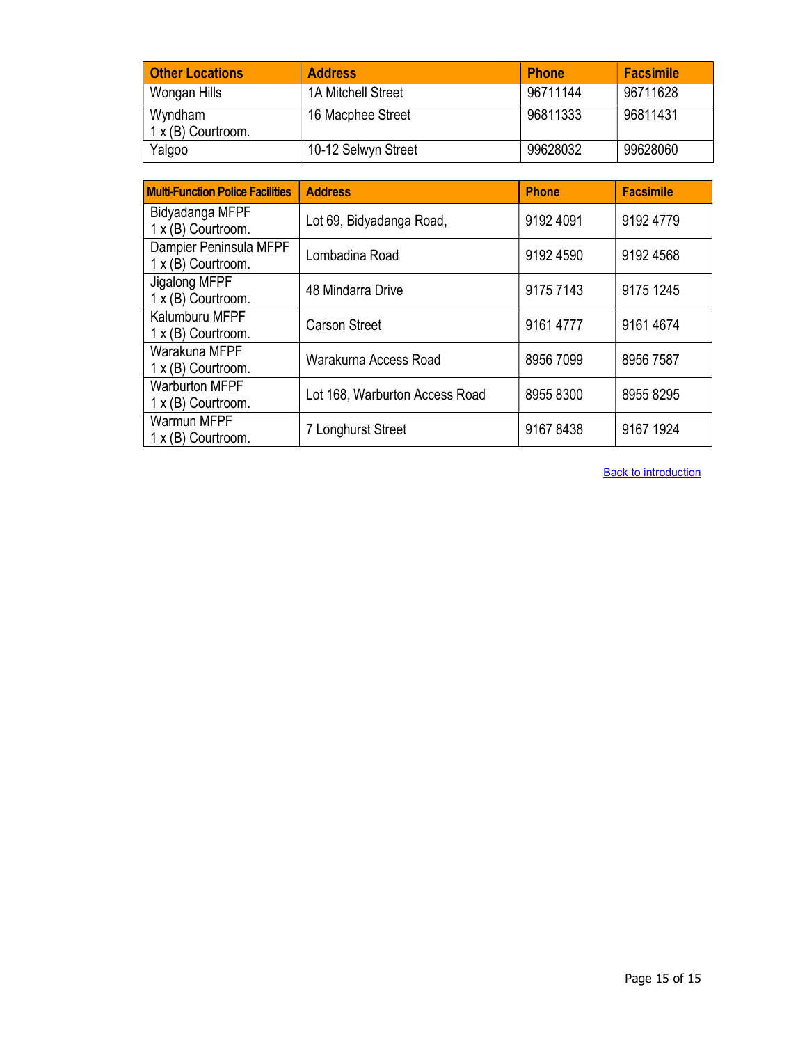| Other Locations | Address | Phone | Facsimile |
|---|---|---|---|
| Wongan Hills | 1A Mitchell Street | 96711144 | 96711628 |
| Wyndham<br>1 x (B) Courtroom. | 16 Macphee Street | 96811333 | 96811431 |
| Yalgoo | 10-12 Selwyn Street | 99628032 | 99628060 |

| Multi-Function Police Facilities | Address | Phone | Facsimile |
|---|---|---|---|
| Bidyadanga MFPF<br>1 x (B) Courtroom. | Lot 69, Bidyadanga Road, | 9192 4091 | 9192 4779 |
| Dampier Peninsula MFPF<br>1 x (B) Courtroom. | Lombadina Road | 9192 4590 | 9192 4568 |
| Jigalong MFPF<br>1 x (B) Courtroom. | 48 Mindarra Drive | 9175 7143 | 9175 1245 |
| Kalumburu MFPF<br>1 x (B) Courtroom. | Carson Street | 9161 4777 | 9161 4674 |
| Warakuna MFPF<br>1 x (B) Courtroom. | Warakurna Access Road | 8956 7099 | 8956 7587 |
| Warburton MFPF<br>1 x (B) Courtroom. | Lot 168, Warburton Access Road | 8955 8300 | 8955 8295 |
| Warmun MFPF<br>1 x (B) Courtroom. | 7 Longhurst Street | 9167 8438 | 9167 1924 |

Back to introduction